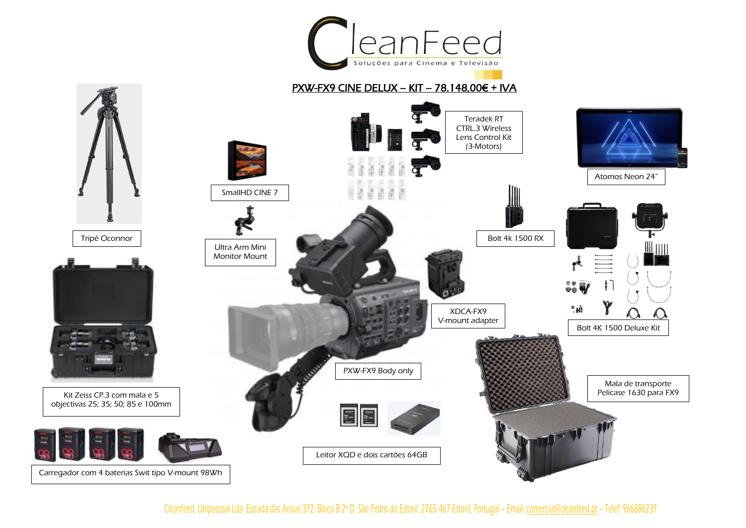# CleanFeed

Soluções para Cinema e Televisão

## PXW-FX9 CINE DELUX – KIT – 78.148,00€ + IVA

Tripé Oconnor

SmallHD CINE 7

Teradek RT CTRL.3 Wireless Lens Control Kit (3-Motors)

Atomos Neon 24"

Ultra Arm Mini Monitor Mount

Bolt 4k 1500 RX

XDCA-FX9 V-mount adapter

Bolt 4K 1500 Deluxe Kit

Kit Zeiss CP.3 com mala e 5 objectivas 25; 35; 50; 85 e 100mm

PXW-FX9 Body only

Mala de transporte Pelicase 1630 para FX9

Carregador com 4 baterias Swit tipo V-mount 98Wh

Leitor XQD e dois cartões 64GB

Cleanfeed, Unipessoal Lda. Estrada das Areias 372, Bloco B 2º D, São Pedro do Estoril, 2765-467 Estoril, Portugal – Email: comercial@cleanfeed.pt – Telef: 966886237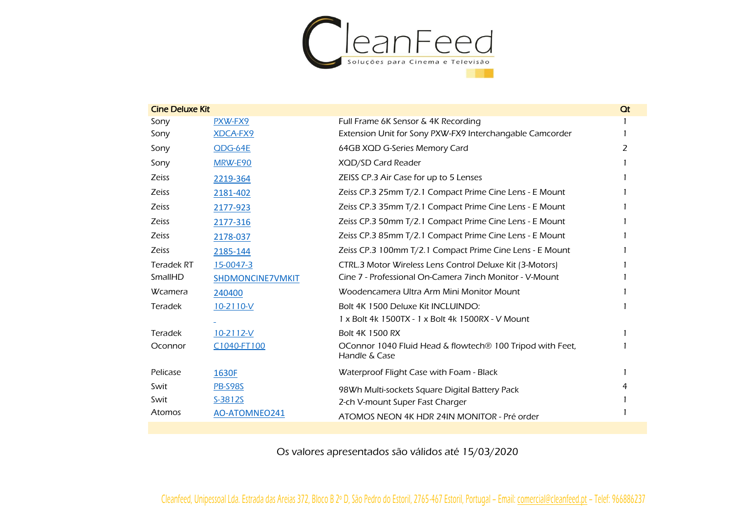# CleanFeed

Soluções para Cinema e Televisão

| Cine Deluxe Kit | | | Qt |
|---|---|---|---|
| Sony | PXW-FX9 | Full Frame 6K Sensor & 4K Recording | 1 |
| Sony | XDCA-FX9 | Extension Unit for Sony PXW-FX9 Interchangable Camcorder | 1 |
| Sony | QDG-64E | 64GB XQD G-Series Memory Card | 2 |
| Sony | MRW-E90 | XQD/SD Card Reader | 1 |
| Zeiss | 2219-364 | ZEISS CP.3 Air Case for up to 5 Lenses | 1 |
| Zeiss | 2181-402 | Zeiss CP.3 25mm T/2.1 Compact Prime Cine Lens - E Mount | 1 |
| Zeiss | 2177-923 | Zeiss CP.3 35mm T/2.1 Compact Prime Cine Lens - E Mount | 1 |
| Zeiss | 2177-316 | Zeiss CP.3 50mm T/2.1 Compact Prime Cine Lens - E Mount | 1 |
| Zeiss | 2178-037 | Zeiss CP.3 85mm T/2.1 Compact Prime Cine Lens - E Mount | 1 |
| Zeiss | 2185-144 | Zeiss CP.3 100mm T/2.1 Compact Prime Cine Lens - E Mount | 1 |
| Teradek RT | 15-0047-3 | CTRL.3 Motor Wireless Lens Control Deluxe Kit (3-Motors) | 1 |
| SmallHD | SHDMONCINE7VMKIT | Cine 7 - Professional On-Camera 7inch Monitor - V-Mount | 1 |
| Wcamera | 240400 | Woodencamera Ultra Arm Mini Monitor Mount | 1 |
| Teradek | 10-2110-V | Bolt 4K 1500 Deluxe Kit INCLUINDO: | 1 |
| | | 1 x Bolt 4k 1500TX - 1 x Bolt 4k 1500RX - V Mount | |
| Teradek | 10-2112-V | Bolt 4K 1500 RX | 1 |
| Oconnor | C1040-FT100 | OConnor 1040 Fluid Head & flowtech® 100 Tripod with Feet, Handle & Case | 1 |
| Pelicase | 1630F | Waterproof Flight Case with Foam - Black | 1 |
| Swit | PB-S98S | 98Wh Multi-sockets Square Digital Battery Pack | 4 |
| Swit | S-3812S | 2-ch V-mount Super Fast Charger | 1 |
| Atomos | AO-ATOMNEO241 | ATOMOS NEON 4K HDR 24IN MONITOR - Pré order | 1 |

Os valores apresentados são válidos até 15/03/2020

Cleanfeed, Unipessoal Lda. Estrada das Areias 372, Bloco B 2º D, São Pedro do Estoril, 2765-467 Estoril, Portugal – Email: comercial@cleanfeed.pt – Telef: 966886237